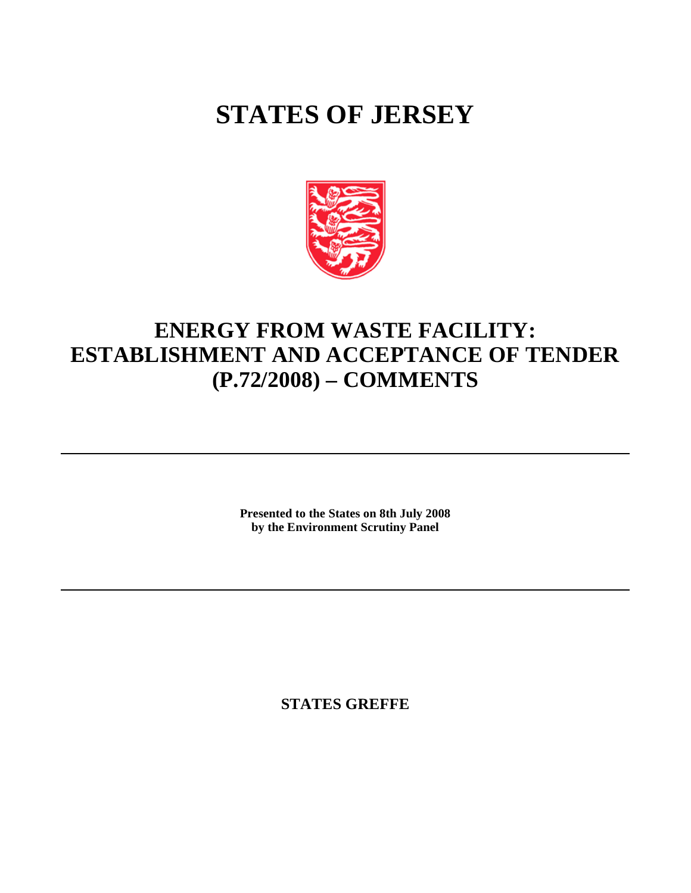# STATES OF JERSEY

## ENERGY FROM WASTE FACILITY: ESTABLISHMENT AND ACCEPTANCE OF TENDER (P.72/2008) – COMMENTS

---

**Presented to the States on 8th July 2008**
**by the Environment Scrutiny Panel**

---

**STATES GREFFE**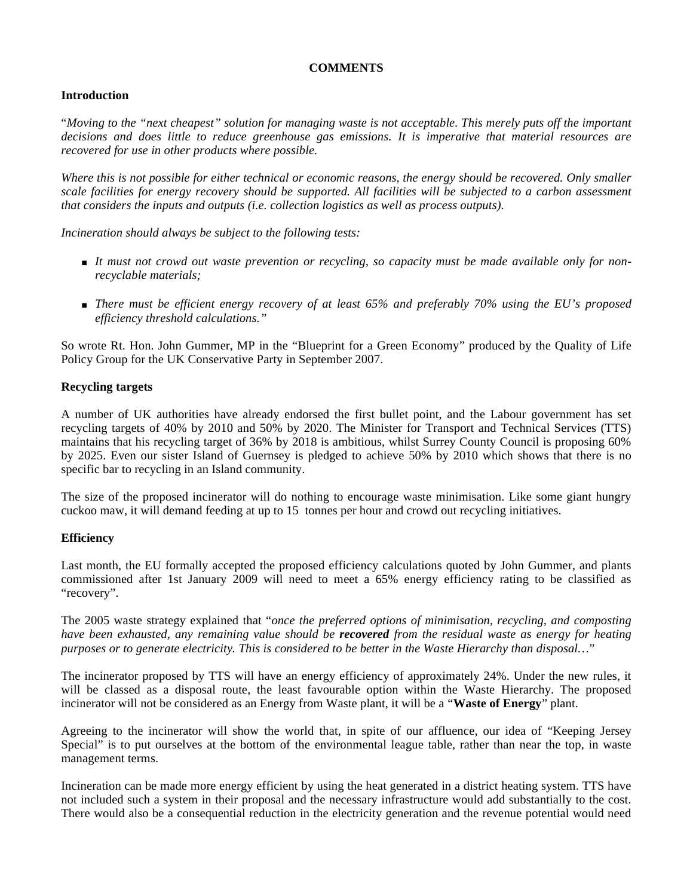**COMMENTS**

**Introduction**

"*Moving to the "next cheapest" solution for managing waste is not acceptable. This merely puts off the important decisions and does little to reduce greenhouse gas emissions. It is imperative that material resources are recovered for use in other products where possible.*

*Where this is not possible for either technical or economic reasons, the energy should be recovered. Only smaller scale facilities for energy recovery should be supported. All facilities will be subjected to a carbon assessment that considers the inputs and outputs (i.e. collection logistics as well as process outputs).*

*Incineration should always be subject to the following tests:*

- *It must not crowd out waste prevention or recycling, so capacity must be made available only for non-recyclable materials;*
- *There must be efficient energy recovery of at least 65% and preferably 70% using the EU's proposed efficiency threshold calculations."*

So wrote Rt. Hon. John Gummer, MP in the "Blueprint for a Green Economy" produced by the Quality of Life Policy Group for the UK Conservative Party in September 2007.

**Recycling targets**

A number of UK authorities have already endorsed the first bullet point, and the Labour government has set recycling targets of 40% by 2010 and 50% by 2020. The Minister for Transport and Technical Services (TTS) maintains that his recycling target of 36% by 2018 is ambitious, whilst Surrey County Council is proposing 60% by 2025. Even our sister Island of Guernsey is pledged to achieve 50% by 2010 which shows that there is no specific bar to recycling in an Island community.

The size of the proposed incinerator will do nothing to encourage waste minimisation. Like some giant hungry cuckoo maw, it will demand feeding at up to 15 tonnes per hour and crowd out recycling initiatives.

**Efficiency**

Last month, the EU formally accepted the proposed efficiency calculations quoted by John Gummer, and plants commissioned after 1st January 2009 will need to meet a 65% energy efficiency rating to be classified as "recovery".

The 2005 waste strategy explained that "*once the preferred options of minimisation, recycling, and composting have been exhausted, any remaining value should be* ***recovered*** *from the residual waste as energy for heating purposes or to generate electricity. This is considered to be better in the Waste Hierarchy than disposal…*"

The incinerator proposed by TTS will have an energy efficiency of approximately 24%. Under the new rules, it will be classed as a disposal route, the least favourable option within the Waste Hierarchy. The proposed incinerator will not be considered as an Energy from Waste plant, it will be a "**Waste of Energy**" plant.

Agreeing to the incinerator will show the world that, in spite of our affluence, our idea of "Keeping Jersey Special" is to put ourselves at the bottom of the environmental league table, rather than near the top, in waste management terms.

Incineration can be made more energy efficient by using the heat generated in a district heating system. TTS have not included such a system in their proposal and the necessary infrastructure would add substantially to the cost. There would also be a consequential reduction in the electricity generation and the revenue potential would need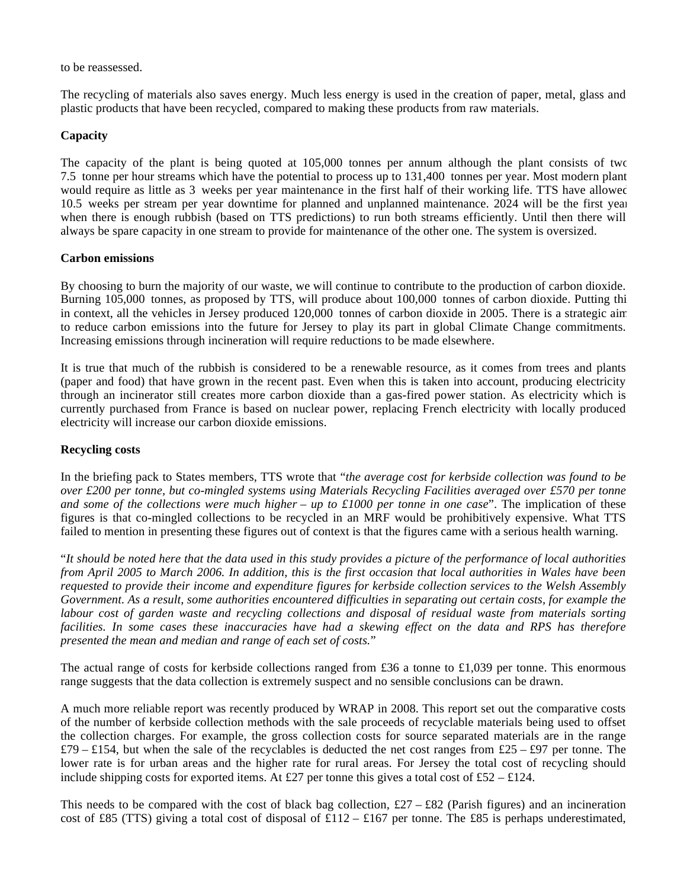to be reassessed.

The recycling of materials also saves energy. Much less energy is used in the creation of paper, metal, glass and plastic products that have been recycled, compared to making these products from raw materials.

**Capacity**

The capacity of the plant is being quoted at 105,000 tonnes per annum although the plant consists of two 7.5 tonne per hour streams which have the potential to process up to 131,400 tonnes per year. Most modern plant would require as little as 3 weeks per year maintenance in the first half of their working life. TTS have allowed 10.5 weeks per stream per year downtime for planned and unplanned maintenance. 2024 will be the first year when there is enough rubbish (based on TTS predictions) to run both streams efficiently. Until then there will always be spare capacity in one stream to provide for maintenance of the other one. The system is oversized.

**Carbon emissions**

By choosing to burn the majority of our waste, we will continue to contribute to the production of carbon dioxide. Burning 105,000 tonnes, as proposed by TTS, will produce about 100,000 tonnes of carbon dioxide. Putting this in context, all the vehicles in Jersey produced 120,000 tonnes of carbon dioxide in 2005. There is a strategic aim to reduce carbon emissions into the future for Jersey to play its part in global Climate Change commitments. Increasing emissions through incineration will require reductions to be made elsewhere.

It is true that much of the rubbish is considered to be a renewable resource, as it comes from trees and plants (paper and food) that have grown in the recent past. Even when this is taken into account, producing electricity through an incinerator still creates more carbon dioxide than a gas-fired power station. As electricity which is currently purchased from France is based on nuclear power, replacing French electricity with locally produced electricity will increase our carbon dioxide emissions.

**Recycling costs**

In the briefing pack to States members, TTS wrote that "*the average cost for kerbside collection was found to be over £200 per tonne, but co-mingled systems using Materials Recycling Facilities averaged over £570 per tonne and some of the collections were much higher – up to £1000 per tonne in one case*". The implication of these figures is that co-mingled collections to be recycled in an MRF would be prohibitively expensive. What TTS failed to mention in presenting these figures out of context is that the figures came with a serious health warning.

"*It should be noted here that the data used in this study provides a picture of the performance of local authorities from April 2005 to March 2006. In addition, this is the first occasion that local authorities in Wales have been requested to provide their income and expenditure figures for kerbside collection services to the Welsh Assembly Government. As a result, some authorities encountered difficulties in separating out certain costs, for example the labour cost of garden waste and recycling collections and disposal of residual waste from materials sorting facilities. In some cases these inaccuracies have had a skewing effect on the data and RPS has therefore presented the mean and median and range of each set of costs.*"

The actual range of costs for kerbside collections ranged from £36 a tonne to £1,039 per tonne. This enormous range suggests that the data collection is extremely suspect and no sensible conclusions can be drawn.

A much more reliable report was recently produced by WRAP in 2008. This report set out the comparative costs of the number of kerbside collection methods with the sale proceeds of recyclable materials being used to offset the collection charges. For example, the gross collection costs for source separated materials are in the range £79 – £154, but when the sale of the recyclables is deducted the net cost ranges from £25 – £97 per tonne. The lower rate is for urban areas and the higher rate for rural areas. For Jersey the total cost of recycling should include shipping costs for exported items. At £27 per tonne this gives a total cost of £52 – £124.

This needs to be compared with the cost of black bag collection, £27 – £82 (Parish figures) and an incineration cost of £85 (TTS) giving a total cost of disposal of £112 – £167 per tonne. The £85 is perhaps underestimated,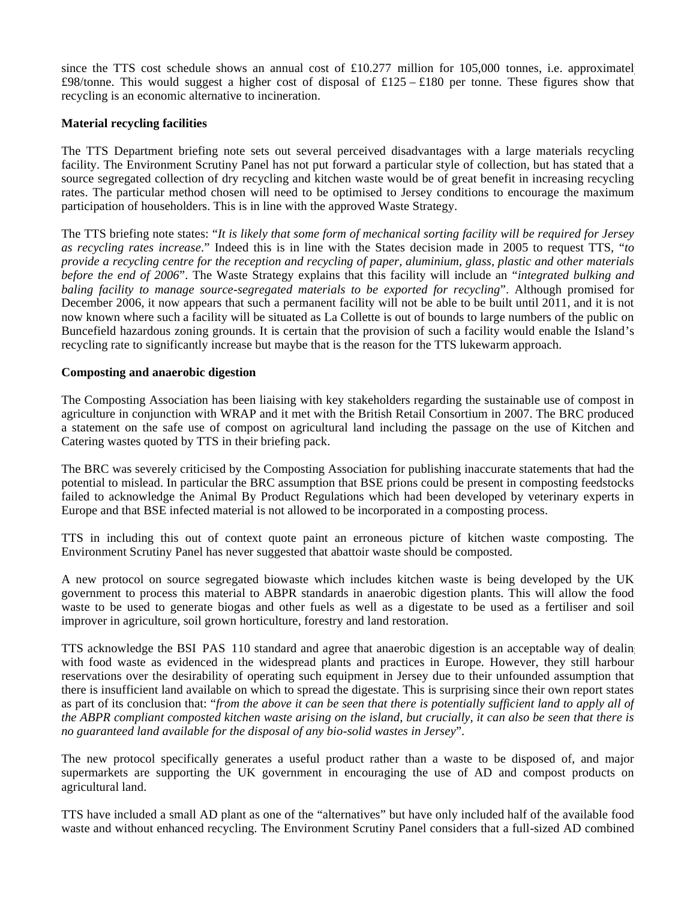since the TTS cost schedule shows an annual cost of £10.277 million for 105,000 tonnes, i.e. approximately £98/tonne. This would suggest a higher cost of disposal of £125 – £180 per tonne. These figures show that recycling is an economic alternative to incineration.

**Material recycling facilities**

The TTS Department briefing note sets out several perceived disadvantages with a large materials recycling facility. The Environment Scrutiny Panel has not put forward a particular style of collection, but has stated that a source segregated collection of dry recycling and kitchen waste would be of great benefit in increasing recycling rates. The particular method chosen will need to be optimised to Jersey conditions to encourage the maximum participation of householders. This is in line with the approved Waste Strategy.

The TTS briefing note states: "*It is likely that some form of mechanical sorting facility will be required for Jersey as recycling rates increase*." Indeed this is in line with the States decision made in 2005 to request TTS, "*to provide a recycling centre for the reception and recycling of paper, aluminium, glass, plastic and other materials before the end of 2006*". The Waste Strategy explains that this facility will include an "*integrated bulking and baling facility to manage source-segregated materials to be exported for recycling*". Although promised for December 2006, it now appears that such a permanent facility will not be able to be built until 2011, and it is not now known where such a facility will be situated as La Collette is out of bounds to large numbers of the public on Buncefield hazardous zoning grounds. It is certain that the provision of such a facility would enable the Island's recycling rate to significantly increase but maybe that is the reason for the TTS lukewarm approach.

**Composting and anaerobic digestion**

The Composting Association has been liaising with key stakeholders regarding the sustainable use of compost in agriculture in conjunction with WRAP and it met with the British Retail Consortium in 2007. The BRC produced a statement on the safe use of compost on agricultural land including the passage on the use of Kitchen and Catering wastes quoted by TTS in their briefing pack.

The BRC was severely criticised by the Composting Association for publishing inaccurate statements that had the potential to mislead. In particular the BRC assumption that BSE prions could be present in composting feedstocks failed to acknowledge the Animal By Product Regulations which had been developed by veterinary experts in Europe and that BSE infected material is not allowed to be incorporated in a composting process.

TTS in including this out of context quote paint an erroneous picture of kitchen waste composting. The Environment Scrutiny Panel has never suggested that abattoir waste should be composted.

A new protocol on source segregated biowaste which includes kitchen waste is being developed by the UK government to process this material to ABPR standards in anaerobic digestion plants. This will allow the food waste to be used to generate biogas and other fuels as well as a digestate to be used as a fertiliser and soil improver in agriculture, soil grown horticulture, forestry and land restoration.

TTS acknowledge the BSI PAS 110 standard and agree that anaerobic digestion is an acceptable way of dealing with food waste as evidenced in the widespread plants and practices in Europe. However, they still harbour reservations over the desirability of operating such equipment in Jersey due to their unfounded assumption that there is insufficient land available on which to spread the digestate. This is surprising since their own report states as part of its conclusion that: "*from the above it can be seen that there is potentially sufficient land to apply all of the ABPR compliant composted kitchen waste arising on the island, but crucially, it can also be seen that there is no guaranteed land available for the disposal of any bio-solid wastes in Jersey*".

The new protocol specifically generates a useful product rather than a waste to be disposed of, and major supermarkets are supporting the UK government in encouraging the use of AD and compost products on agricultural land.

TTS have included a small AD plant as one of the "alternatives" but have only included half of the available food waste and without enhanced recycling. The Environment Scrutiny Panel considers that a full-sized AD combined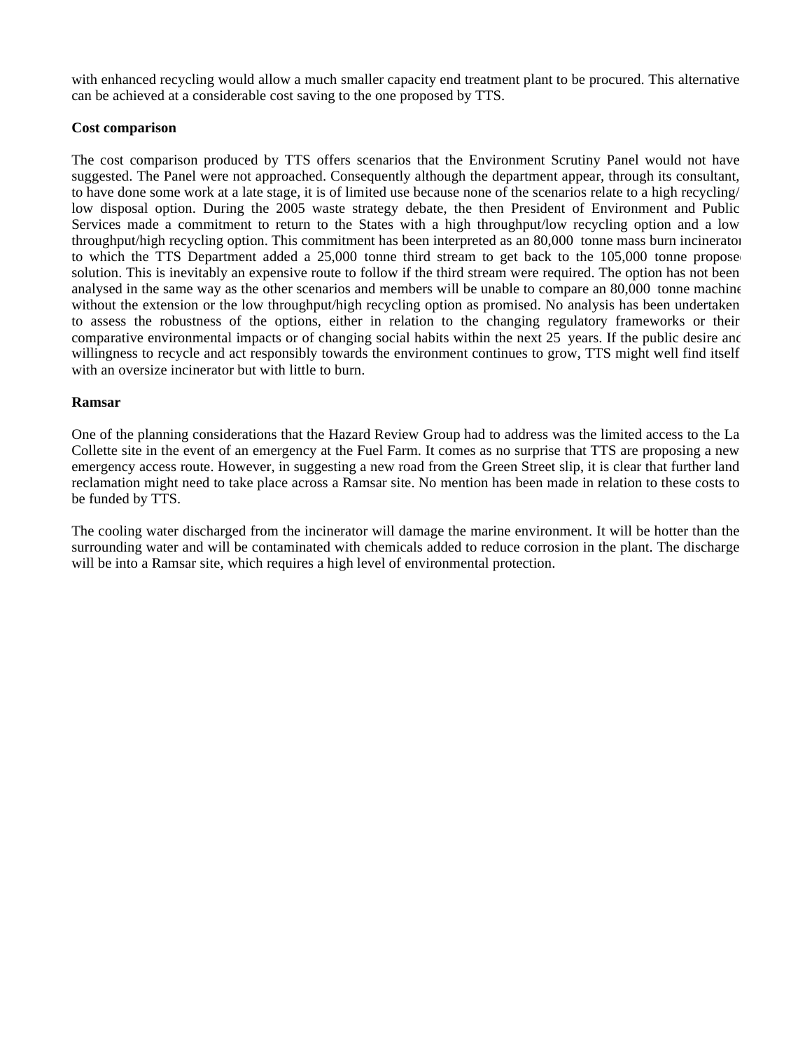with enhanced recycling would allow a much smaller capacity end treatment plant to be procured. This alternative can be achieved at a considerable cost saving to the one proposed by TTS.

**Cost comparison**

The cost comparison produced by TTS offers scenarios that the Environment Scrutiny Panel would not have suggested. The Panel were not approached. Consequently although the department appear, through its consultant, to have done some work at a late stage, it is of limited use because none of the scenarios relate to a high recycling/ low disposal option. During the 2005 waste strategy debate, the then President of Environment and Public Services made a commitment to return to the States with a high throughput/low recycling option and a low throughput/high recycling option. This commitment has been interpreted as an 80,000 tonne mass burn incinerator to which the TTS Department added a 25,000 tonne third stream to get back to the 105,000 tonne proposed solution. This is inevitably an expensive route to follow if the third stream were required. The option has not been analysed in the same way as the other scenarios and members will be unable to compare an 80,000 tonne machine without the extension or the low throughput/high recycling option as promised. No analysis has been undertaken to assess the robustness of the options, either in relation to the changing regulatory frameworks or their comparative environmental impacts or of changing social habits within the next 25 years. If the public desire and willingness to recycle and act responsibly towards the environment continues to grow, TTS might well find itself with an oversize incinerator but with little to burn.

**Ramsar**

One of the planning considerations that the Hazard Review Group had to address was the limited access to the La Collette site in the event of an emergency at the Fuel Farm. It comes as no surprise that TTS are proposing a new emergency access route. However, in suggesting a new road from the Green Street slip, it is clear that further land reclamation might need to take place across a Ramsar site. No mention has been made in relation to these costs to be funded by TTS.

The cooling water discharged from the incinerator will damage the marine environment. It will be hotter than the surrounding water and will be contaminated with chemicals added to reduce corrosion in the plant. The discharge will be into a Ramsar site, which requires a high level of environmental protection.